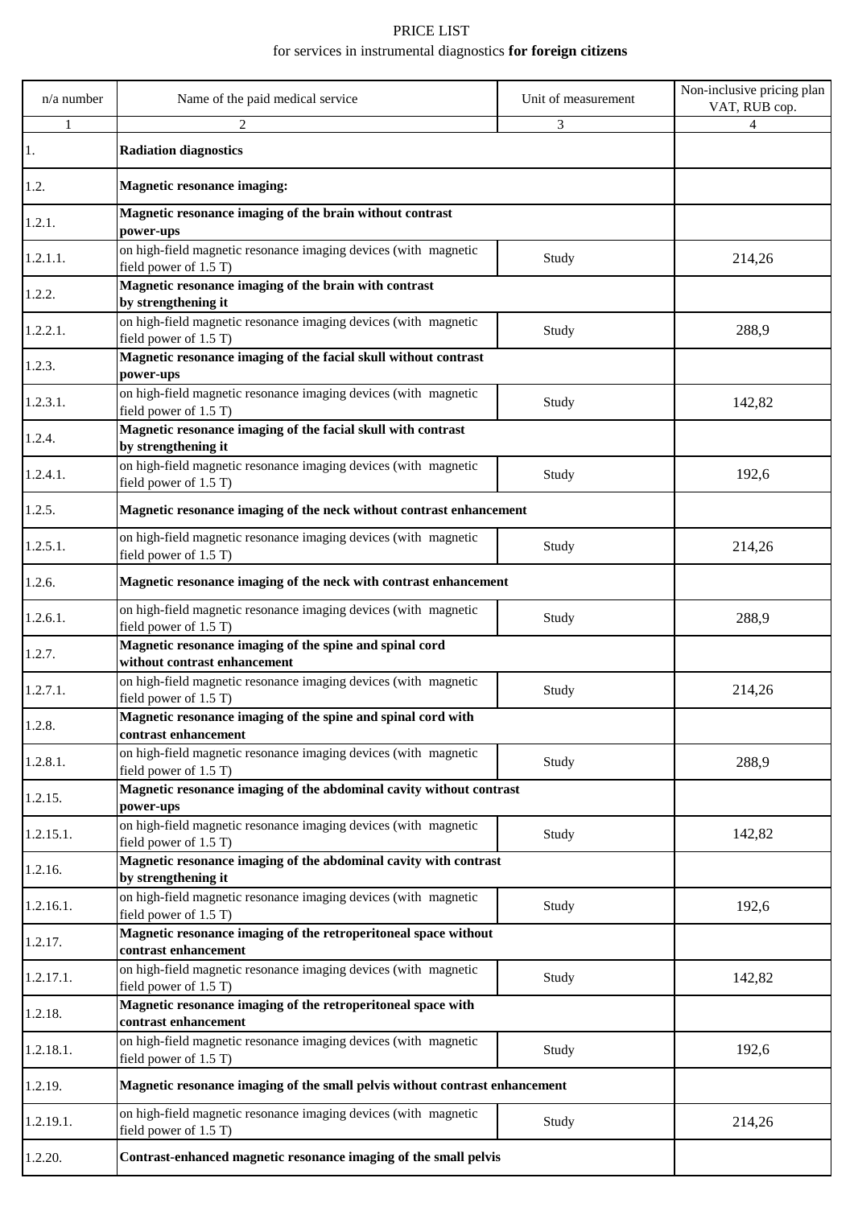PRICE LIST

for services in instrumental diagnostics **for foreign citizens**

| n/a number | Name of the paid medical service | Unit of measurement | Non-inclusive pricing plan VAT, RUB cop. |
|---|---|---|---|
| 1 | 2 | 3 | 4 |
| 1. | **Radiation diagnostics** | | |
| 1.2. | **Magnetic resonance imaging:** | | |
| 1.2.1. | **Magnetic resonance imaging of the brain without contrast power-ups** | | |
| 1.2.1.1. | on high-field magnetic resonance imaging devices (with magnetic field power of 1.5 T) | Study | 214,26 |
| 1.2.2. | **Magnetic resonance imaging of the brain with contrast by strengthening it** | | |
| 1.2.2.1. | on high-field magnetic resonance imaging devices (with magnetic field power of 1.5 T) | Study | 288,9 |
| 1.2.3. | **Magnetic resonance imaging of the facial skull without contrast power-ups** | | |
| 1.2.3.1. | on high-field magnetic resonance imaging devices (with magnetic field power of 1.5 T) | Study | 142,82 |
| 1.2.4. | **Magnetic resonance imaging of the facial skull with contrast by strengthening it** | | |
| 1.2.4.1. | on high-field magnetic resonance imaging devices (with magnetic field power of 1.5 T) | Study | 192,6 |
| 1.2.5. | **Magnetic resonance imaging of the neck without contrast enhancement** | | |
| 1.2.5.1. | on high-field magnetic resonance imaging devices (with magnetic field power of 1.5 T) | Study | 214,26 |
| 1.2.6. | **Magnetic resonance imaging of the neck with contrast enhancement** | | |
| 1.2.6.1. | on high-field magnetic resonance imaging devices (with magnetic field power of 1.5 T) | Study | 288,9 |
| 1.2.7. | **Magnetic resonance imaging of the spine and spinal cord without contrast enhancement** | | |
| 1.2.7.1. | on high-field magnetic resonance imaging devices (with magnetic field power of 1.5 T) | Study | 214,26 |
| 1.2.8. | **Magnetic resonance imaging of the spine and spinal cord with contrast enhancement** | | |
| 1.2.8.1. | on high-field magnetic resonance imaging devices (with magnetic field power of 1.5 T) | Study | 288,9 |
| 1.2.15. | **Magnetic resonance imaging of the abdominal cavity without contrast power-ups** | | |
| 1.2.15.1. | on high-field magnetic resonance imaging devices (with magnetic field power of 1.5 T) | Study | 142,82 |
| 1.2.16. | **Magnetic resonance imaging of the abdominal cavity with contrast by strengthening it** | | |
| 1.2.16.1. | on high-field magnetic resonance imaging devices (with magnetic field power of 1.5 T) | Study | 192,6 |
| 1.2.17. | **Magnetic resonance imaging of the retroperitoneal space without contrast enhancement** | | |
| 1.2.17.1. | on high-field magnetic resonance imaging devices (with magnetic field power of 1.5 T) | Study | 142,82 |
| 1.2.18. | **Magnetic resonance imaging of the retroperitoneal space with contrast enhancement** | | |
| 1.2.18.1. | on high-field magnetic resonance imaging devices (with magnetic field power of 1.5 T) | Study | 192,6 |
| 1.2.19. | **Magnetic resonance imaging of the small pelvis without contrast enhancement** | | |
| 1.2.19.1. | on high-field magnetic resonance imaging devices (with magnetic field power of 1.5 T) | Study | 214,26 |
| 1.2.20. | **Contrast-enhanced magnetic resonance imaging of the small pelvis** | | |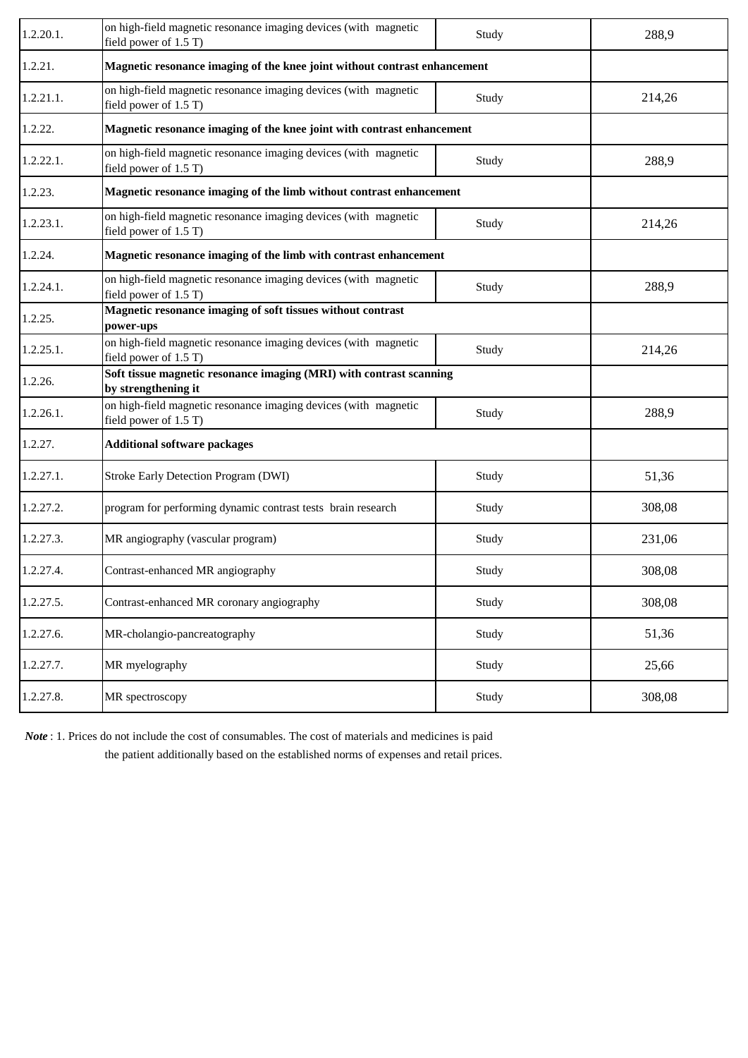| | | | |
|---|---|---|---|
| 1.2.20.1. | on high-field magnetic resonance imaging devices (with magnetic field power of 1.5 T) | Study | 288,9 |
| 1.2.21. | **Magnetic resonance imaging of the knee joint without contrast enhancement** | | |
| 1.2.21.1. | on high-field magnetic resonance imaging devices (with magnetic field power of 1.5 T) | Study | 214,26 |
| 1.2.22. | **Magnetic resonance imaging of the knee joint with contrast enhancement** | | |
| 1.2.22.1. | on high-field magnetic resonance imaging devices (with magnetic field power of 1.5 T) | Study | 288,9 |
| 1.2.23. | **Magnetic resonance imaging of the limb without contrast enhancement** | | |
| 1.2.23.1. | on high-field magnetic resonance imaging devices (with magnetic field power of 1.5 T) | Study | 214,26 |
| 1.2.24. | **Magnetic resonance imaging of the limb with contrast enhancement** | | |
| 1.2.24.1. | on high-field magnetic resonance imaging devices (with magnetic field power of 1.5 T) | Study | 288,9 |
| 1.2.25. | **Magnetic resonance imaging of soft tissues without contrast power-ups** | | |
| 1.2.25.1. | on high-field magnetic resonance imaging devices (with magnetic field power of 1.5 T) | Study | 214,26 |
| 1.2.26. | **Soft tissue magnetic resonance imaging (MRI) with contrast scanning by strengthening it** | | |
| 1.2.26.1. | on high-field magnetic resonance imaging devices (with magnetic field power of 1.5 T) | Study | 288,9 |
| 1.2.27. | **Additional software packages** | | |
| 1.2.27.1. | Stroke Early Detection Program (DWI) | Study | 51,36 |
| 1.2.27.2. | program for performing dynamic contrast tests brain research | Study | 308,08 |
| 1.2.27.3. | MR angiography (vascular program) | Study | 231,06 |
| 1.2.27.4. | Contrast-enhanced MR angiography | Study | 308,08 |
| 1.2.27.5. | Contrast-enhanced MR coronary angiography | Study | 308,08 |
| 1.2.27.6. | MR-cholangio-pancreatography | Study | 51,36 |
| 1.2.27.7. | MR myelography | Study | 25,66 |
| 1.2.27.8. | MR spectroscopy | Study | 308,08 |

***Note*** : 1. Prices do not include the cost of consumables. The cost of materials and medicines is paid the patient additionally based on the established norms of expenses and retail prices.